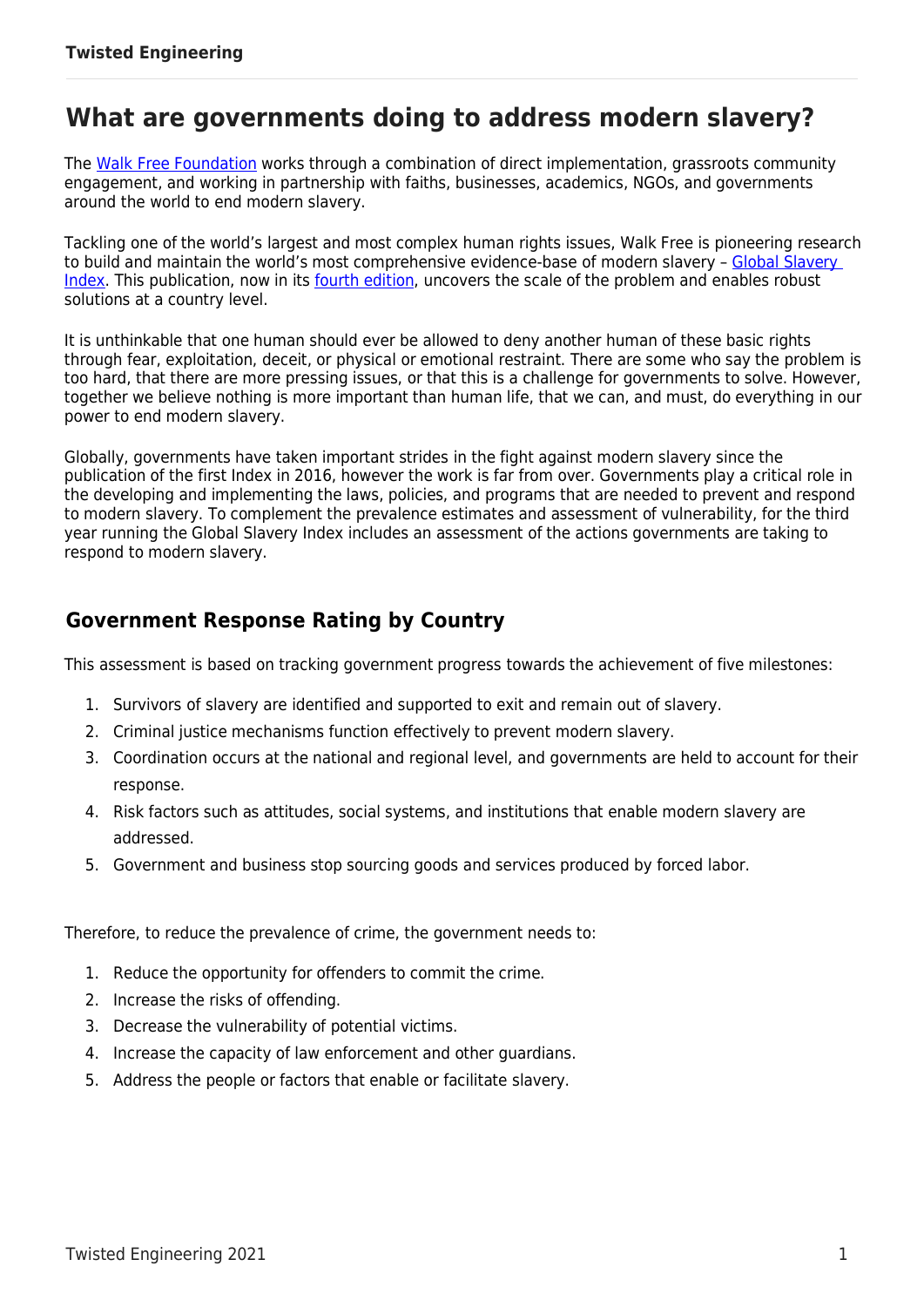# What are governments doing to address modern slavery?

The [Walk Free Foundation]() works through a combination of direct implementation, grassroots community engagement, and working in partnership with faiths, businesses, academics, NGOs, and governments around the world to end modern slavery.

Tackling one of the world's largest and most complex human rights issues, Walk Free is pioneering research to build and maintain the world's most comprehensive evidence-base of modern slavery – [Global Slavery Index](). This publication, now in its [fourth edition](), uncovers the scale of the problem and enables robust solutions at a country level.

It is unthinkable that one human should ever be allowed to deny another human of these basic rights through fear, exploitation, deceit, or physical or emotional restraint. There are some who say the problem is too hard, that there are more pressing issues, or that this is a challenge for governments to solve. However, together we believe nothing is more important than human life, that we can, and must, do everything in our power to end modern slavery.

Globally, governments have taken important strides in the fight against modern slavery since the publication of the first Index in 2016, however the work is far from over. Governments play a critical role in the developing and implementing the laws, policies, and programs that are needed to prevent and respond to modern slavery. To complement the prevalence estimates and assessment of vulnerability, for the third year running the Global Slavery Index includes an assessment of the actions governments are taking to respond to modern slavery.

## Government Response Rating by Country

This assessment is based on tracking government progress towards the achievement of five milestones:

1. Survivors of slavery are identified and supported to exit and remain out of slavery.
2. Criminal justice mechanisms function effectively to prevent modern slavery.
3. Coordination occurs at the national and regional level, and governments are held to account for their response.
4. Risk factors such as attitudes, social systems, and institutions that enable modern slavery are addressed.
5. Government and business stop sourcing goods and services produced by forced labor.

Therefore, to reduce the prevalence of crime, the government needs to:

1. Reduce the opportunity for offenders to commit the crime.
2. Increase the risks of offending.
3. Decrease the vulnerability of potential victims.
4. Increase the capacity of law enforcement and other guardians.
5. Address the people or factors that enable or facilitate slavery.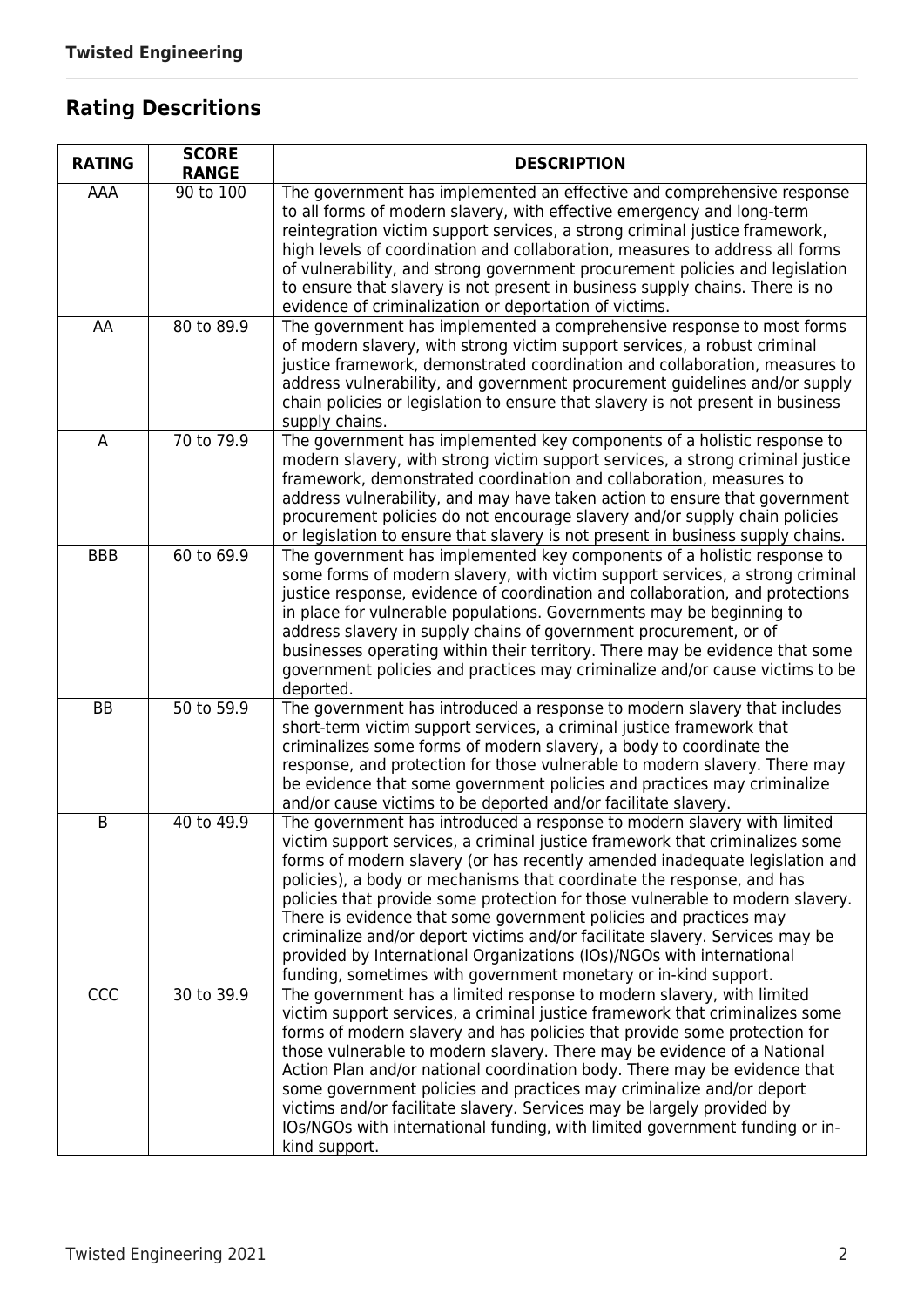## Rating Descritions

| RATING | SCORE RANGE | DESCRIPTION |
|---|---|---|
| AAA | 90 to 100 | The government has implemented an effective and comprehensive response to all forms of modern slavery, with effective emergency and long-term reintegration victim support services, a strong criminal justice framework, high levels of coordination and collaboration, measures to address all forms of vulnerability, and strong government procurement policies and legislation to ensure that slavery is not present in business supply chains. There is no evidence of criminalization or deportation of victims. |
| AA | 80 to 89.9 | The government has implemented a comprehensive response to most forms of modern slavery, with strong victim support services, a robust criminal justice framework, demonstrated coordination and collaboration, measures to address vulnerability, and government procurement guidelines and/or supply chain policies or legislation to ensure that slavery is not present in business supply chains. |
| A | 70 to 79.9 | The government has implemented key components of a holistic response to modern slavery, with strong victim support services, a strong criminal justice framework, demonstrated coordination and collaboration, measures to address vulnerability, and may have taken action to ensure that government procurement policies do not encourage slavery and/or supply chain policies or legislation to ensure that slavery is not present in business supply chains. |
| BBB | 60 to 69.9 | The government has implemented key components of a holistic response to some forms of modern slavery, with victim support services, a strong criminal justice response, evidence of coordination and collaboration, and protections in place for vulnerable populations. Governments may be beginning to address slavery in supply chains of government procurement, or of businesses operating within their territory. There may be evidence that some government policies and practices may criminalize and/or cause victims to be deported. |
| BB | 50 to 59.9 | The government has introduced a response to modern slavery that includes short-term victim support services, a criminal justice framework that criminalizes some forms of modern slavery, a body to coordinate the response, and protection for those vulnerable to modern slavery. There may be evidence that some government policies and practices may criminalize and/or cause victims to be deported and/or facilitate slavery. |
| B | 40 to 49.9 | The government has introduced a response to modern slavery with limited victim support services, a criminal justice framework that criminalizes some forms of modern slavery (or has recently amended inadequate legislation and policies), a body or mechanisms that coordinate the response, and has policies that provide some protection for those vulnerable to modern slavery. There is evidence that some government policies and practices may criminalize and/or deport victims and/or facilitate slavery. Services may be provided by International Organizations (IOs)/NGOs with international funding, sometimes with government monetary or in-kind support. |
| CCC | 30 to 39.9 | The government has a limited response to modern slavery, with limited victim support services, a criminal justice framework that criminalizes some forms of modern slavery and has policies that provide some protection for those vulnerable to modern slavery. There may be evidence of a National Action Plan and/or national coordination body. There may be evidence that some government policies and practices may criminalize and/or deport victims and/or facilitate slavery. Services may be largely provided by IOs/NGOs with international funding, with limited government funding or in-kind support. |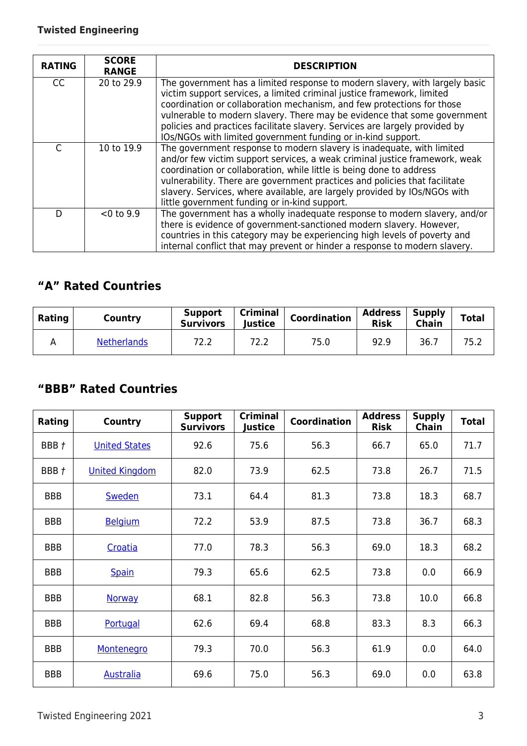| RATING | SCORE RANGE | DESCRIPTION |
|---|---|---|
| CC | 20 to 29.9 | The government has a limited response to modern slavery, with largely basic victim support services, a limited criminal justice framework, limited coordination or collaboration mechanism, and few protections for those vulnerable to modern slavery. There may be evidence that some government policies and practices facilitate slavery. Services are largely provided by IOs/NGOs with limited government funding or in-kind support. |
| C | 10 to 19.9 | The government response to modern slavery is inadequate, with limited and/or few victim support services, a weak criminal justice framework, weak coordination or collaboration, while little is being done to address vulnerability. There are government practices and policies that facilitate slavery. Services, where available, are largely provided by IOs/NGOs with little government funding or in-kind support. |
| D | <0 to 9.9 | The government has a wholly inadequate response to modern slavery, and/or there is evidence of government-sanctioned modern slavery. However, countries in this category may be experiencing high levels of poverty and internal conflict that may prevent or hinder a response to modern slavery. |

## "A" Rated Countries

| Rating | Country | Support Survivors | Criminal Justice | Coordination | Address Risk | Supply Chain | Total |
|---|---|---|---|---|---|---|---|
| A | Netherlands | 72.2 | 72.2 | 75.0 | 92.9 | 36.7 | 75.2 |

## "BBB" Rated Countries

| Rating | Country | Support Survivors | Criminal Justice | Coordination | Address Risk | Supply Chain | Total |
|---|---|---|---|---|---|---|---|
| BBB † | United States | 92.6 | 75.6 | 56.3 | 66.7 | 65.0 | 71.7 |
| BBB † | United Kingdom | 82.0 | 73.9 | 62.5 | 73.8 | 26.7 | 71.5 |
| BBB | Sweden | 73.1 | 64.4 | 81.3 | 73.8 | 18.3 | 68.7 |
| BBB | Belgium | 72.2 | 53.9 | 87.5 | 73.8 | 36.7 | 68.3 |
| BBB | Croatia | 77.0 | 78.3 | 56.3 | 69.0 | 18.3 | 68.2 |
| BBB | Spain | 79.3 | 65.6 | 62.5 | 73.8 | 0.0 | 66.9 |
| BBB | Norway | 68.1 | 82.8 | 56.3 | 73.8 | 10.0 | 66.8 |
| BBB | Portugal | 62.6 | 69.4 | 68.8 | 83.3 | 8.3 | 66.3 |
| BBB | Montenegro | 79.3 | 70.0 | 56.3 | 61.9 | 0.0 | 64.0 |
| BBB | Australia | 69.6 | 75.0 | 56.3 | 69.0 | 0.0 | 63.8 |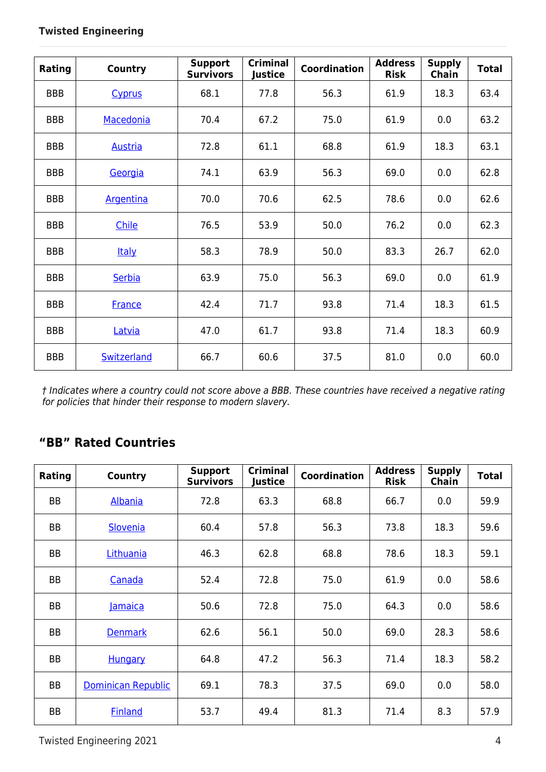| Rating | Country | Support Survivors | Criminal Justice | Coordination | Address Risk | Supply Chain | Total |
|---|---|---|---|---|---|---|---|
| BBB | Cyprus | 68.1 | 77.8 | 56.3 | 61.9 | 18.3 | 63.4 |
| BBB | Macedonia | 70.4 | 67.2 | 75.0 | 61.9 | 0.0 | 63.2 |
| BBB | Austria | 72.8 | 61.1 | 68.8 | 61.9 | 18.3 | 63.1 |
| BBB | Georgia | 74.1 | 63.9 | 56.3 | 69.0 | 0.0 | 62.8 |
| BBB | Argentina | 70.0 | 70.6 | 62.5 | 78.6 | 0.0 | 62.6 |
| BBB | Chile | 76.5 | 53.9 | 50.0 | 76.2 | 0.0 | 62.3 |
| BBB | Italy | 58.3 | 78.9 | 50.0 | 83.3 | 26.7 | 62.0 |
| BBB | Serbia | 63.9 | 75.0 | 56.3 | 69.0 | 0.0 | 61.9 |
| BBB | France | 42.4 | 71.7 | 93.8 | 71.4 | 18.3 | 61.5 |
| BBB | Latvia | 47.0 | 61.7 | 93.8 | 71.4 | 18.3 | 60.9 |
| BBB | Switzerland | 66.7 | 60.6 | 37.5 | 81.0 | 0.0 | 60.0 |

*† Indicates where a country could not score above a BBB. These countries have received a negative rating for policies that hinder their response to modern slavery.*

## "BB" Rated Countries

| Rating | Country | Support Survivors | Criminal Justice | Coordination | Address Risk | Supply Chain | Total |
|---|---|---|---|---|---|---|---|
| BB | Albania | 72.8 | 63.3 | 68.8 | 66.7 | 0.0 | 59.9 |
| BB | Slovenia | 60.4 | 57.8 | 56.3 | 73.8 | 18.3 | 59.6 |
| BB | Lithuania | 46.3 | 62.8 | 68.8 | 78.6 | 18.3 | 59.1 |
| BB | Canada | 52.4 | 72.8 | 75.0 | 61.9 | 0.0 | 58.6 |
| BB | Jamaica | 50.6 | 72.8 | 75.0 | 64.3 | 0.0 | 58.6 |
| BB | Denmark | 62.6 | 56.1 | 50.0 | 69.0 | 28.3 | 58.6 |
| BB | Hungary | 64.8 | 47.2 | 56.3 | 71.4 | 18.3 | 58.2 |
| BB | Dominican Republic | 69.1 | 78.3 | 37.5 | 69.0 | 0.0 | 58.0 |
| BB | Finland | 53.7 | 49.4 | 81.3 | 71.4 | 8.3 | 57.9 |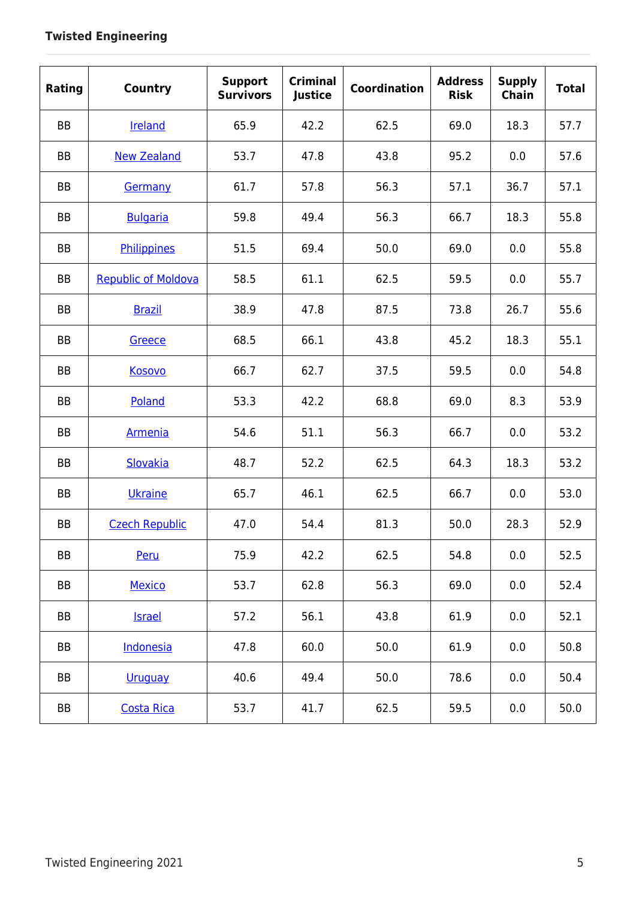| Rating | Country | Support Survivors | Criminal Justice | Coordination | Address Risk | Supply Chain | Total |
|---|---|---|---|---|---|---|---|
| BB | Ireland | 65.9 | 42.2 | 62.5 | 69.0 | 18.3 | 57.7 |
| BB | New Zealand | 53.7 | 47.8 | 43.8 | 95.2 | 0.0 | 57.6 |
| BB | Germany | 61.7 | 57.8 | 56.3 | 57.1 | 36.7 | 57.1 |
| BB | Bulgaria | 59.8 | 49.4 | 56.3 | 66.7 | 18.3 | 55.8 |
| BB | Philippines | 51.5 | 69.4 | 50.0 | 69.0 | 0.0 | 55.8 |
| BB | Republic of Moldova | 58.5 | 61.1 | 62.5 | 59.5 | 0.0 | 55.7 |
| BB | Brazil | 38.9 | 47.8 | 87.5 | 73.8 | 26.7 | 55.6 |
| BB | Greece | 68.5 | 66.1 | 43.8 | 45.2 | 18.3 | 55.1 |
| BB | Kosovo | 66.7 | 62.7 | 37.5 | 59.5 | 0.0 | 54.8 |
| BB | Poland | 53.3 | 42.2 | 68.8 | 69.0 | 8.3 | 53.9 |
| BB | Armenia | 54.6 | 51.1 | 56.3 | 66.7 | 0.0 | 53.2 |
| BB | Slovakia | 48.7 | 52.2 | 62.5 | 64.3 | 18.3 | 53.2 |
| BB | Ukraine | 65.7 | 46.1 | 62.5 | 66.7 | 0.0 | 53.0 |
| BB | Czech Republic | 47.0 | 54.4 | 81.3 | 50.0 | 28.3 | 52.9 |
| BB | Peru | 75.9 | 42.2 | 62.5 | 54.8 | 0.0 | 52.5 |
| BB | Mexico | 53.7 | 62.8 | 56.3 | 69.0 | 0.0 | 52.4 |
| BB | Israel | 57.2 | 56.1 | 43.8 | 61.9 | 0.0 | 52.1 |
| BB | Indonesia | 47.8 | 60.0 | 50.0 | 61.9 | 0.0 | 50.8 |
| BB | Uruguay | 40.6 | 49.4 | 50.0 | 78.6 | 0.0 | 50.4 |
| BB | Costa Rica | 53.7 | 41.7 | 62.5 | 59.5 | 0.0 | 50.0 |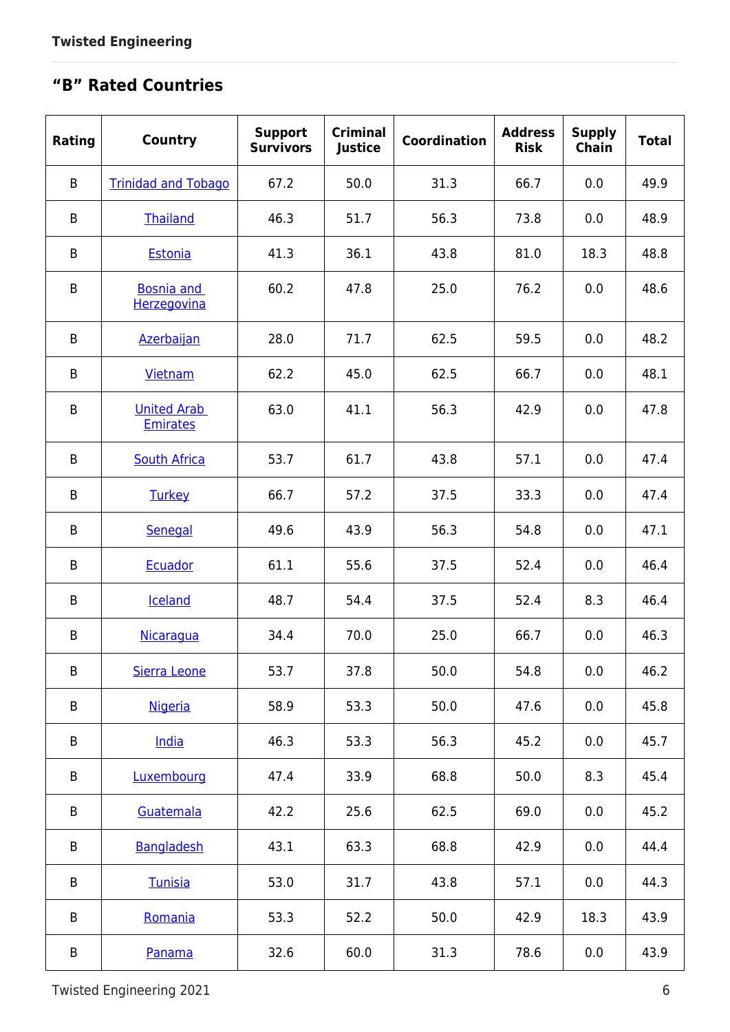## "B" Rated Countries

| Rating | Country | Support Survivors | Criminal Justice | Coordination | Address Risk | Supply Chain | Total |
|---|---|---|---|---|---|---|---|
| B | Trinidad and Tobago | 67.2 | 50.0 | 31.3 | 66.7 | 0.0 | 49.9 |
| B | Thailand | 46.3 | 51.7 | 56.3 | 73.8 | 0.0 | 48.9 |
| B | Estonia | 41.3 | 36.1 | 43.8 | 81.0 | 18.3 | 48.8 |
| B | Bosnia and Herzegovina | 60.2 | 47.8 | 25.0 | 76.2 | 0.0 | 48.6 |
| B | Azerbaijan | 28.0 | 71.7 | 62.5 | 59.5 | 0.0 | 48.2 |
| B | Vietnam | 62.2 | 45.0 | 62.5 | 66.7 | 0.0 | 48.1 |
| B | United Arab Emirates | 63.0 | 41.1 | 56.3 | 42.9 | 0.0 | 47.8 |
| B | South Africa | 53.7 | 61.7 | 43.8 | 57.1 | 0.0 | 47.4 |
| B | Turkey | 66.7 | 57.2 | 37.5 | 33.3 | 0.0 | 47.4 |
| B | Senegal | 49.6 | 43.9 | 56.3 | 54.8 | 0.0 | 47.1 |
| B | Ecuador | 61.1 | 55.6 | 37.5 | 52.4 | 0.0 | 46.4 |
| B | Iceland | 48.7 | 54.4 | 37.5 | 52.4 | 8.3 | 46.4 |
| B | Nicaragua | 34.4 | 70.0 | 25.0 | 66.7 | 0.0 | 46.3 |
| B | Sierra Leone | 53.7 | 37.8 | 50.0 | 54.8 | 0.0 | 46.2 |
| B | Nigeria | 58.9 | 53.3 | 50.0 | 47.6 | 0.0 | 45.8 |
| B | India | 46.3 | 53.3 | 56.3 | 45.2 | 0.0 | 45.7 |
| B | Luxembourg | 47.4 | 33.9 | 68.8 | 50.0 | 8.3 | 45.4 |
| B | Guatemala | 42.2 | 25.6 | 62.5 | 69.0 | 0.0 | 45.2 |
| B | Bangladesh | 43.1 | 63.3 | 68.8 | 42.9 | 0.0 | 44.4 |
| B | Tunisia | 53.0 | 31.7 | 43.8 | 57.1 | 0.0 | 44.3 |
| B | Romania | 53.3 | 52.2 | 50.0 | 42.9 | 18.3 | 43.9 |
| B | Panama | 32.6 | 60.0 | 31.3 | 78.6 | 0.0 | 43.9 |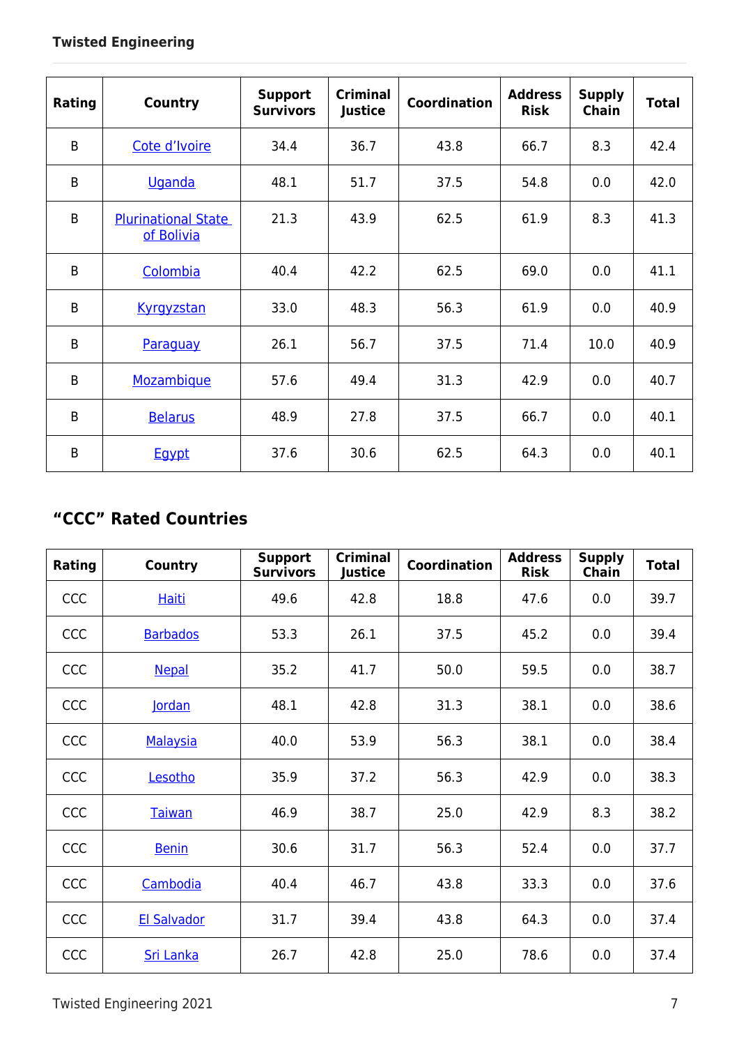| Rating | Country | Support Survivors | Criminal Justice | Coordination | Address Risk | Supply Chain | Total |
|---|---|---|---|---|---|---|---|
| B | Cote d'Ivoire | 34.4 | 36.7 | 43.8 | 66.7 | 8.3 | 42.4 |
| B | Uganda | 48.1 | 51.7 | 37.5 | 54.8 | 0.0 | 42.0 |
| B | Plurinational State of Bolivia | 21.3 | 43.9 | 62.5 | 61.9 | 8.3 | 41.3 |
| B | Colombia | 40.4 | 42.2 | 62.5 | 69.0 | 0.0 | 41.1 |
| B | Kyrgyzstan | 33.0 | 48.3 | 56.3 | 61.9 | 0.0 | 40.9 |
| B | Paraguay | 26.1 | 56.7 | 37.5 | 71.4 | 10.0 | 40.9 |
| B | Mozambique | 57.6 | 49.4 | 31.3 | 42.9 | 0.0 | 40.7 |
| B | Belarus | 48.9 | 27.8 | 37.5 | 66.7 | 0.0 | 40.1 |
| B | Egypt | 37.6 | 30.6 | 62.5 | 64.3 | 0.0 | 40.1 |

## "CCC" Rated Countries

| Rating | Country | Support Survivors | Criminal Justice | Coordination | Address Risk | Supply Chain | Total |
|---|---|---|---|---|---|---|---|
| CCC | Haiti | 49.6 | 42.8 | 18.8 | 47.6 | 0.0 | 39.7 |
| CCC | Barbados | 53.3 | 26.1 | 37.5 | 45.2 | 0.0 | 39.4 |
| CCC | Nepal | 35.2 | 41.7 | 50.0 | 59.5 | 0.0 | 38.7 |
| CCC | Jordan | 48.1 | 42.8 | 31.3 | 38.1 | 0.0 | 38.6 |
| CCC | Malaysia | 40.0 | 53.9 | 56.3 | 38.1 | 0.0 | 38.4 |
| CCC | Lesotho | 35.9 | 37.2 | 56.3 | 42.9 | 0.0 | 38.3 |
| CCC | Taiwan | 46.9 | 38.7 | 25.0 | 42.9 | 8.3 | 38.2 |
| CCC | Benin | 30.6 | 31.7 | 56.3 | 52.4 | 0.0 | 37.7 |
| CCC | Cambodia | 40.4 | 46.7 | 43.8 | 33.3 | 0.0 | 37.6 |
| CCC | El Salvador | 31.7 | 39.4 | 43.8 | 64.3 | 0.0 | 37.4 |
| CCC | Sri Lanka | 26.7 | 42.8 | 25.0 | 78.6 | 0.0 | 37.4 |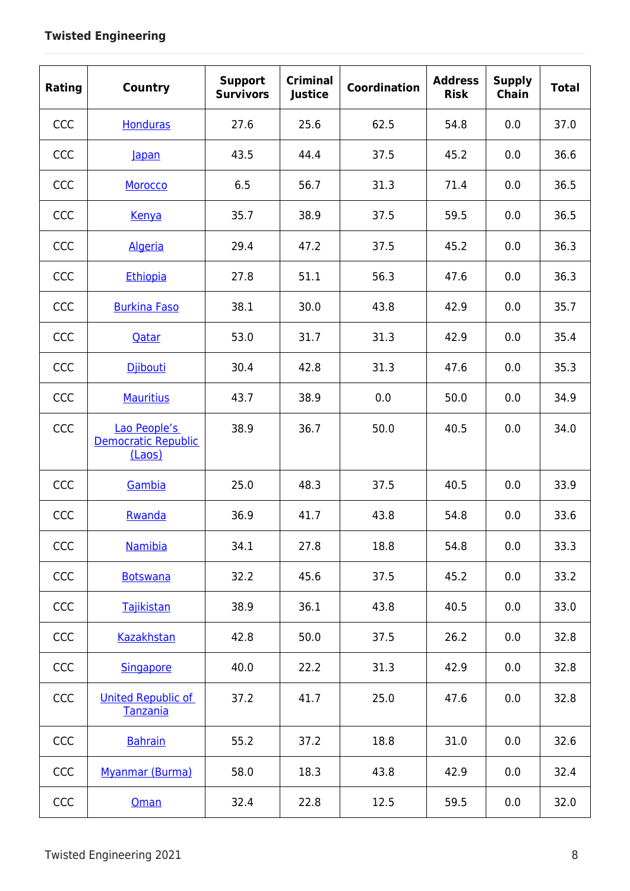| Rating | Country | Support Survivors | Criminal Justice | Coordination | Address Risk | Supply Chain | Total |
|---|---|---|---|---|---|---|---|
| CCC | Honduras | 27.6 | 25.6 | 62.5 | 54.8 | 0.0 | 37.0 |
| CCC | Japan | 43.5 | 44.4 | 37.5 | 45.2 | 0.0 | 36.6 |
| CCC | Morocco | 6.5 | 56.7 | 31.3 | 71.4 | 0.0 | 36.5 |
| CCC | Kenya | 35.7 | 38.9 | 37.5 | 59.5 | 0.0 | 36.5 |
| CCC | Algeria | 29.4 | 47.2 | 37.5 | 45.2 | 0.0 | 36.3 |
| CCC | Ethiopia | 27.8 | 51.1 | 56.3 | 47.6 | 0.0 | 36.3 |
| CCC | Burkina Faso | 38.1 | 30.0 | 43.8 | 42.9 | 0.0 | 35.7 |
| CCC | Qatar | 53.0 | 31.7 | 31.3 | 42.9 | 0.0 | 35.4 |
| CCC | Djibouti | 30.4 | 42.8 | 31.3 | 47.6 | 0.0 | 35.3 |
| CCC | Mauritius | 43.7 | 38.9 | 0.0 | 50.0 | 0.0 | 34.9 |
| CCC | Lao People's Democratic Republic (Laos) | 38.9 | 36.7 | 50.0 | 40.5 | 0.0 | 34.0 |
| CCC | Gambia | 25.0 | 48.3 | 37.5 | 40.5 | 0.0 | 33.9 |
| CCC | Rwanda | 36.9 | 41.7 | 43.8 | 54.8 | 0.0 | 33.6 |
| CCC | Namibia | 34.1 | 27.8 | 18.8 | 54.8 | 0.0 | 33.3 |
| CCC | Botswana | 32.2 | 45.6 | 37.5 | 45.2 | 0.0 | 33.2 |
| CCC | Tajikistan | 38.9 | 36.1 | 43.8 | 40.5 | 0.0 | 33.0 |
| CCC | Kazakhstan | 42.8 | 50.0 | 37.5 | 26.2 | 0.0 | 32.8 |
| CCC | Singapore | 40.0 | 22.2 | 31.3 | 42.9 | 0.0 | 32.8 |
| CCC | United Republic of Tanzania | 37.2 | 41.7 | 25.0 | 47.6 | 0.0 | 32.8 |
| CCC | Bahrain | 55.2 | 37.2 | 18.8 | 31.0 | 0.0 | 32.6 |
| CCC | Myanmar (Burma) | 58.0 | 18.3 | 43.8 | 42.9 | 0.0 | 32.4 |
| CCC | Oman | 32.4 | 22.8 | 12.5 | 59.5 | 0.0 | 32.0 |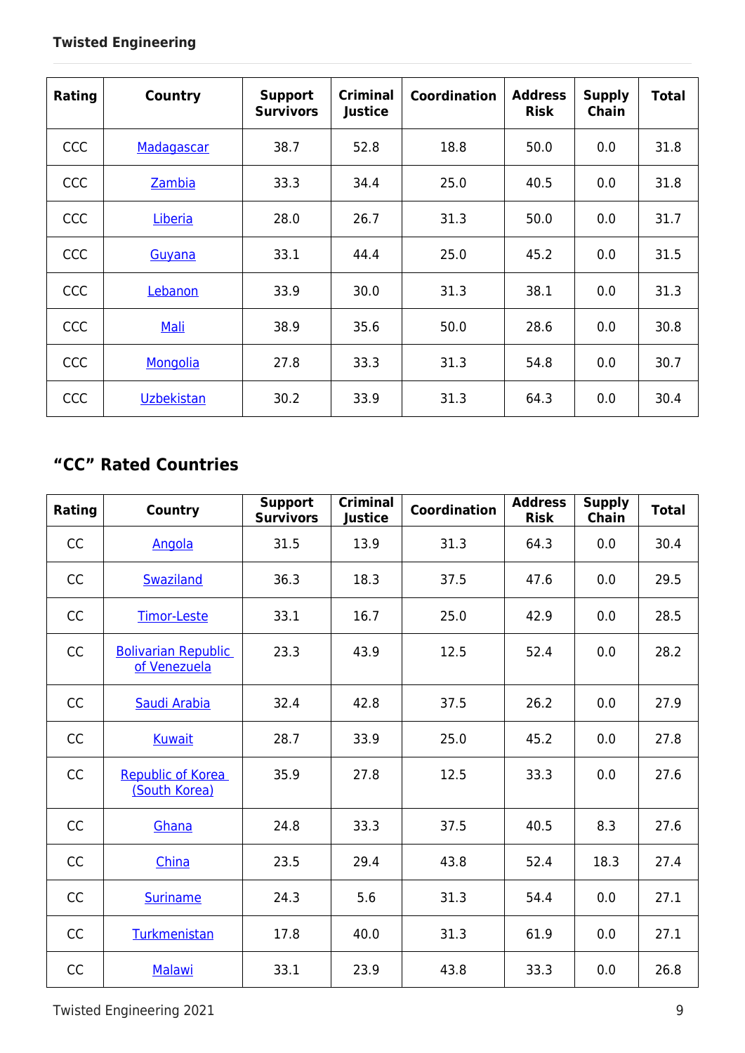| Rating | Country | Support Survivors | Criminal Justice | Coordination | Address Risk | Supply Chain | Total |
|---|---|---|---|---|---|---|---|
| CCC | Madagascar | 38.7 | 52.8 | 18.8 | 50.0 | 0.0 | 31.8 |
| CCC | Zambia | 33.3 | 34.4 | 25.0 | 40.5 | 0.0 | 31.8 |
| CCC | Liberia | 28.0 | 26.7 | 31.3 | 50.0 | 0.0 | 31.7 |
| CCC | Guyana | 33.1 | 44.4 | 25.0 | 45.2 | 0.0 | 31.5 |
| CCC | Lebanon | 33.9 | 30.0 | 31.3 | 38.1 | 0.0 | 31.3 |
| CCC | Mali | 38.9 | 35.6 | 50.0 | 28.6 | 0.0 | 30.8 |
| CCC | Mongolia | 27.8 | 33.3 | 31.3 | 54.8 | 0.0 | 30.7 |
| CCC | Uzbekistan | 30.2 | 33.9 | 31.3 | 64.3 | 0.0 | 30.4 |

## “CC” Rated Countries

| Rating | Country | Support Survivors | Criminal Justice | Coordination | Address Risk | Supply Chain | Total |
|---|---|---|---|---|---|---|---|
| CC | Angola | 31.5 | 13.9 | 31.3 | 64.3 | 0.0 | 30.4 |
| CC | Swaziland | 36.3 | 18.3 | 37.5 | 47.6 | 0.0 | 29.5 |
| CC | Timor-Leste | 33.1 | 16.7 | 25.0 | 42.9 | 0.0 | 28.5 |
| CC | Bolivarian Republic of Venezuela | 23.3 | 43.9 | 12.5 | 52.4 | 0.0 | 28.2 |
| CC | Saudi Arabia | 32.4 | 42.8 | 37.5 | 26.2 | 0.0 | 27.9 |
| CC | Kuwait | 28.7 | 33.9 | 25.0 | 45.2 | 0.0 | 27.8 |
| CC | Republic of Korea (South Korea) | 35.9 | 27.8 | 12.5 | 33.3 | 0.0 | 27.6 |
| CC | Ghana | 24.8 | 33.3 | 37.5 | 40.5 | 8.3 | 27.6 |
| CC | China | 23.5 | 29.4 | 43.8 | 52.4 | 18.3 | 27.4 |
| CC | Suriname | 24.3 | 5.6 | 31.3 | 54.4 | 0.0 | 27.1 |
| CC | Turkmenistan | 17.8 | 40.0 | 31.3 | 61.9 | 0.0 | 27.1 |
| CC | Malawi | 33.1 | 23.9 | 43.8 | 33.3 | 0.0 | 26.8 |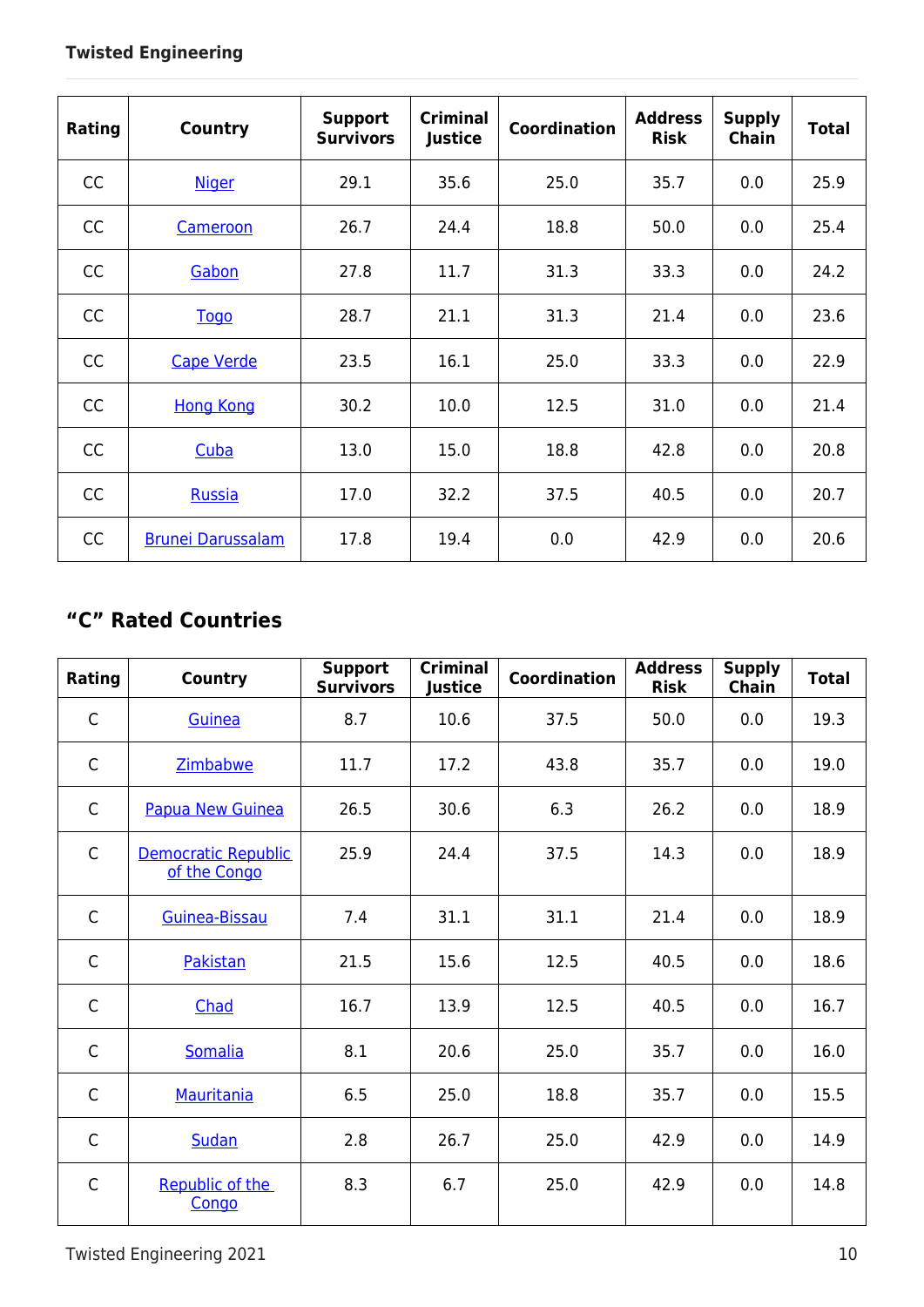| Rating | Country | Support Survivors | Criminal Justice | Coordination | Address Risk | Supply Chain | Total |
|---|---|---|---|---|---|---|---|
| CC | Niger | 29.1 | 35.6 | 25.0 | 35.7 | 0.0 | 25.9 |
| CC | Cameroon | 26.7 | 24.4 | 18.8 | 50.0 | 0.0 | 25.4 |
| CC | Gabon | 27.8 | 11.7 | 31.3 | 33.3 | 0.0 | 24.2 |
| CC | Togo | 28.7 | 21.1 | 31.3 | 21.4 | 0.0 | 23.6 |
| CC | Cape Verde | 23.5 | 16.1 | 25.0 | 33.3 | 0.0 | 22.9 |
| CC | Hong Kong | 30.2 | 10.0 | 12.5 | 31.0 | 0.0 | 21.4 |
| CC | Cuba | 13.0 | 15.0 | 18.8 | 42.8 | 0.0 | 20.8 |
| CC | Russia | 17.0 | 32.2 | 37.5 | 40.5 | 0.0 | 20.7 |
| CC | Brunei Darussalam | 17.8 | 19.4 | 0.0 | 42.9 | 0.0 | 20.6 |

## “C” Rated Countries

| Rating | Country | Support Survivors | Criminal Justice | Coordination | Address Risk | Supply Chain | Total |
|---|---|---|---|---|---|---|---|
| C | Guinea | 8.7 | 10.6 | 37.5 | 50.0 | 0.0 | 19.3 |
| C | Zimbabwe | 11.7 | 17.2 | 43.8 | 35.7 | 0.0 | 19.0 |
| C | Papua New Guinea | 26.5 | 30.6 | 6.3 | 26.2 | 0.0 | 18.9 |
| C | Democratic Republic of the Congo | 25.9 | 24.4 | 37.5 | 14.3 | 0.0 | 18.9 |
| C | Guinea-Bissau | 7.4 | 31.1 | 31.1 | 21.4 | 0.0 | 18.9 |
| C | Pakistan | 21.5 | 15.6 | 12.5 | 40.5 | 0.0 | 18.6 |
| C | Chad | 16.7 | 13.9 | 12.5 | 40.5 | 0.0 | 16.7 |
| C | Somalia | 8.1 | 20.6 | 25.0 | 35.7 | 0.0 | 16.0 |
| C | Mauritania | 6.5 | 25.0 | 18.8 | 35.7 | 0.0 | 15.5 |
| C | Sudan | 2.8 | 26.7 | 25.0 | 42.9 | 0.0 | 14.9 |
| C | Republic of the Congo | 8.3 | 6.7 | 25.0 | 42.9 | 0.0 | 14.8 |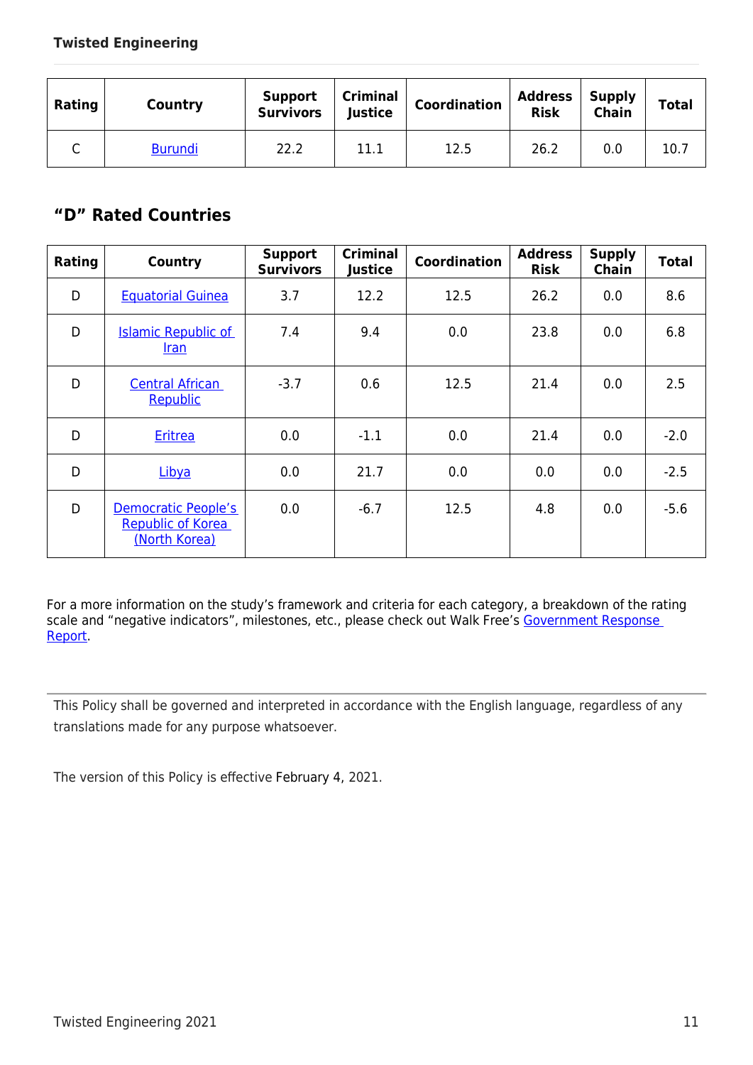| Rating | Country | Support Survivors | Criminal Justice | Coordination | Address Risk | Supply Chain | Total |
|---|---|---|---|---|---|---|---|
| C | Burundi | 22.2 | 11.1 | 12.5 | 26.2 | 0.0 | 10.7 |

## "D" Rated Countries

| Rating | Country | Support Survivors | Criminal Justice | Coordination | Address Risk | Supply Chain | Total |
|---|---|---|---|---|---|---|---|
| D | Equatorial Guinea | 3.7 | 12.2 | 12.5 | 26.2 | 0.0 | 8.6 |
| D | Islamic Republic of Iran | 7.4 | 9.4 | 0.0 | 23.8 | 0.0 | 6.8 |
| D | Central African Republic | -3.7 | 0.6 | 12.5 | 21.4 | 0.0 | 2.5 |
| D | Eritrea | 0.0 | -1.1 | 0.0 | 21.4 | 0.0 | -2.0 |
| D | Libya | 0.0 | 21.7 | 0.0 | 0.0 | 0.0 | -2.5 |
| D | Democratic People's Republic of Korea (North Korea) | 0.0 | -6.7 | 12.5 | 4.8 | 0.0 | -5.6 |

For a more information on the study's framework and criteria for each category, a breakdown of the rating scale and "negative indicators", milestones, etc., please check out Walk Free's Government Response Report.

---

This Policy shall be governed and interpreted in accordance with the English language, regardless of any translations made for any purpose whatsoever.

The version of this Policy is effective February 4, 2021.